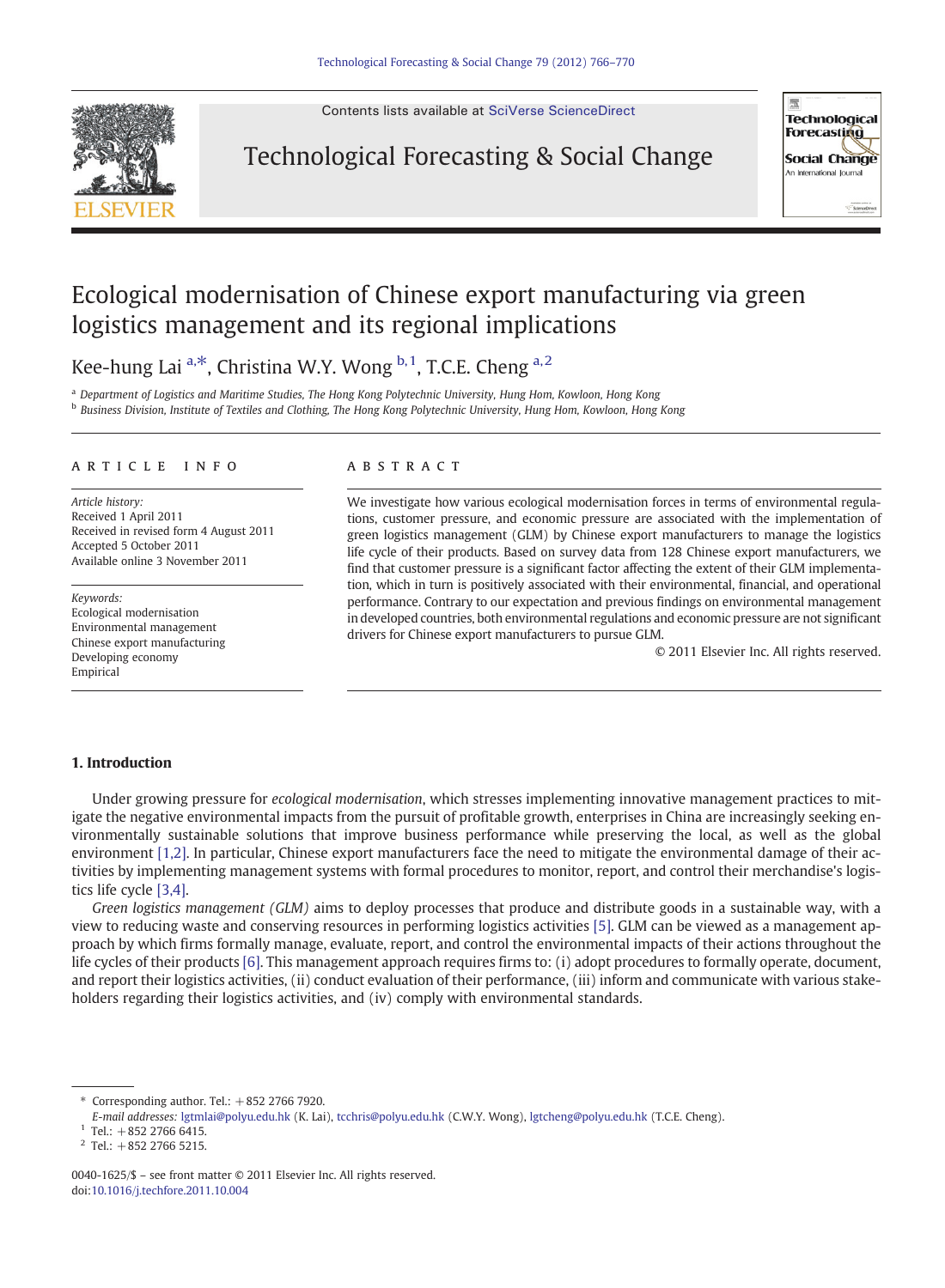# Ecological modernisation of Chinese export manufacturing via green logistics management and its regional implications

Kee-hung Lai [a,*], Christina W.Y. Wong [b,1], T.C.E. Cheng [a,2]

[a] *Department of Logistics and Maritime Studies, The Hong Kong Polytechnic University, Hung Hom, Kowloon, Hong Kong*
[b] *Business Division, Institute of Textiles and Clothing, The Hong Kong Polytechnic University, Hung Hom, Kowloon, Hong Kong*

**ARTICLE INFO**

*Article history:*
Received 1 April 2011
Received in revised form 4 August 2011
Accepted 5 October 2011
Available online 3 November 2011

*Keywords:*
Ecological modernisation
Environmental management
Chinese export manufacturing
Developing economy
Empirical

**ABSTRACT**

We investigate how various ecological modernisation forces in terms of environmental regulations, customer pressure, and economic pressure are associated with the implementation of green logistics management (GLM) by Chinese export manufacturers to manage the logistics life cycle of their products. Based on survey data from 128 Chinese export manufacturers, we find that customer pressure is a significant factor affecting the extent of their GLM implementation, which in turn is positively associated with their environmental, financial, and operational performance. Contrary to our expectation and previous findings on environmental management in developed countries, both environmental regulations and economic pressure are not significant drivers for Chinese export manufacturers to pursue GLM.

© 2011 Elsevier Inc. All rights reserved.

## 1. Introduction

Under growing pressure for *ecological modernisation*, which stresses implementing innovative management practices to mitigate the negative environmental impacts from the pursuit of profitable growth, enterprises in China are increasingly seeking environmentally sustainable solutions that improve business performance while preserving the local, as well as the global environment [1,2]. In particular, Chinese export manufacturers face the need to mitigate the environmental damage of their activities by implementing management systems with formal procedures to monitor, report, and control their merchandise's logistics life cycle [3,4].

*Green logistics management (GLM)* aims to deploy processes that produce and distribute goods in a sustainable way, with a view to reducing waste and conserving resources in performing logistics activities [5]. GLM can be viewed as a management approach by which firms formally manage, evaluate, report, and control the environmental impacts of their actions throughout the life cycles of their products [6]. This management approach requires firms to: (i) adopt procedures to formally operate, document, and report their logistics activities, (ii) conduct evaluation of their performance, (iii) inform and communicate with various stakeholders regarding their logistics activities, and (iv) comply with environmental standards.

---

\* Corresponding author. Tel.: +852 2766 7920.
*E-mail addresses:* lgtmlai@polyu.edu.hk (K. Lai), tcchris@polyu.edu.hk (C.W.Y. Wong), lgtcheng@polyu.edu.hk (T.C.E. Cheng).
[1] Tel.: +852 2766 6415.
[2] Tel.: +852 2766 5215.

0040-1625/$ – see front matter © 2011 Elsevier Inc. All rights reserved.
doi:10.1016/j.techfore.2011.10.004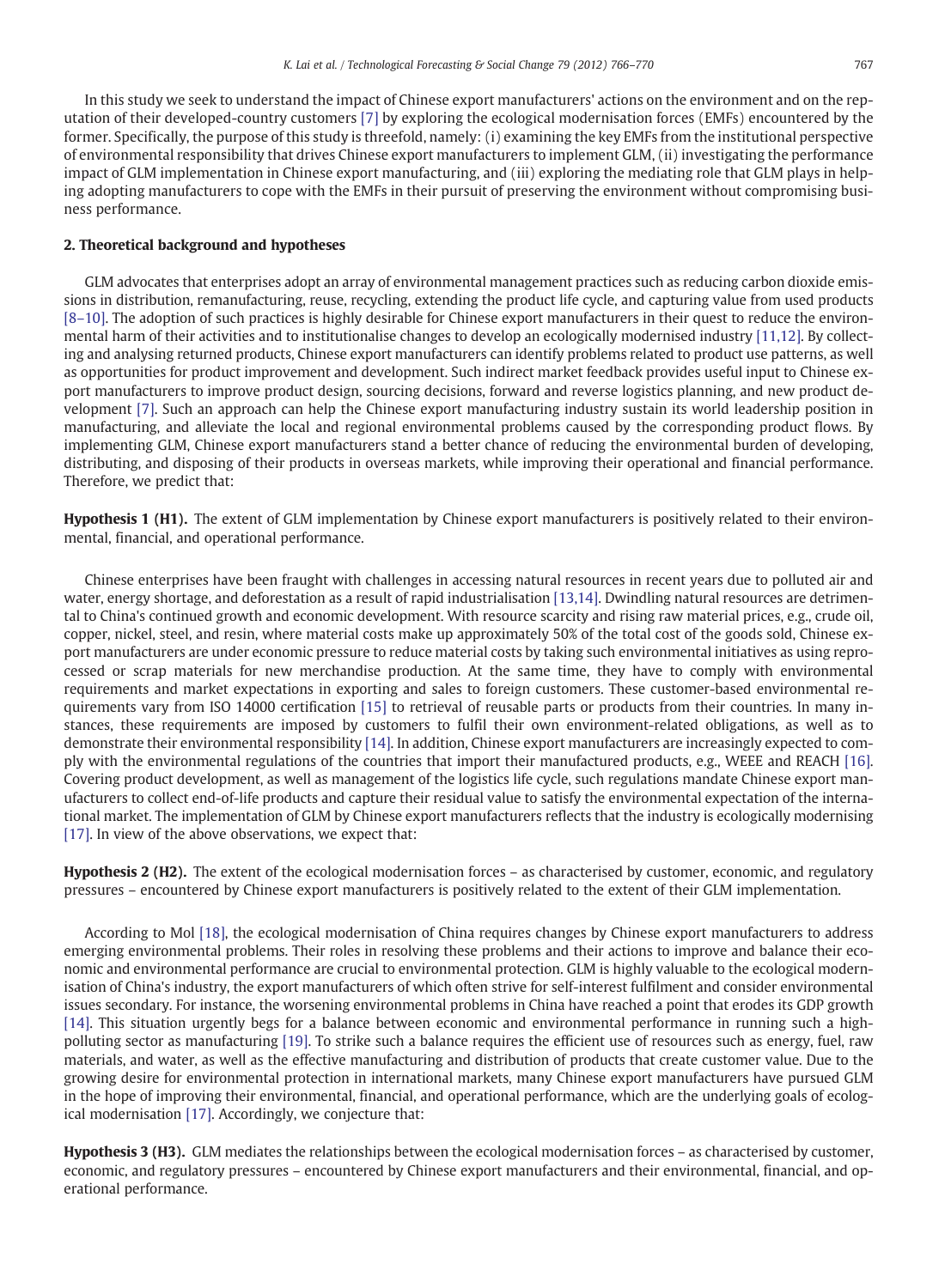In this study we seek to understand the impact of Chinese export manufacturers' actions on the environment and on the reputation of their developed-country customers [7] by exploring the ecological modernisation forces (EMFs) encountered by the former. Specifically, the purpose of this study is threefold, namely: (i) examining the key EMFs from the institutional perspective of environmental responsibility that drives Chinese export manufacturers to implement GLM, (ii) investigating the performance impact of GLM implementation in Chinese export manufacturing, and (iii) exploring the mediating role that GLM plays in helping adopting manufacturers to cope with the EMFs in their pursuit of preserving the environment without compromising business performance.

## 2. Theoretical background and hypotheses

GLM advocates that enterprises adopt an array of environmental management practices such as reducing carbon dioxide emissions in distribution, remanufacturing, reuse, recycling, extending the product life cycle, and capturing value from used products [8–10]. The adoption of such practices is highly desirable for Chinese export manufacturers in their quest to reduce the environmental harm of their activities and to institutionalise changes to develop an ecologically modernised industry [11,12]. By collecting and analysing returned products, Chinese export manufacturers can identify problems related to product use patterns, as well as opportunities for product improvement and development. Such indirect market feedback provides useful input to Chinese export manufacturers to improve product design, sourcing decisions, forward and reverse logistics planning, and new product development [7]. Such an approach can help the Chinese export manufacturing industry sustain its world leadership position in manufacturing, and alleviate the local and regional environmental problems caused by the corresponding product flows. By implementing GLM, Chinese export manufacturers stand a better chance of reducing the environmental burden of developing, distributing, and disposing of their products in overseas markets, while improving their operational and financial performance. Therefore, we predict that:

**Hypothesis 1 (H1).** The extent of GLM implementation by Chinese export manufacturers is positively related to their environmental, financial, and operational performance.

Chinese enterprises have been fraught with challenges in accessing natural resources in recent years due to polluted air and water, energy shortage, and deforestation as a result of rapid industrialisation [13,14]. Dwindling natural resources are detrimental to China's continued growth and economic development. With resource scarcity and rising raw material prices, e.g., crude oil, copper, nickel, steel, and resin, where material costs make up approximately 50% of the total cost of the goods sold, Chinese export manufacturers are under economic pressure to reduce material costs by taking such environmental initiatives as using reprocessed or scrap materials for new merchandise production. At the same time, they have to comply with environmental requirements and market expectations in exporting and sales to foreign customers. These customer-based environmental requirements vary from ISO 14000 certification [15] to retrieval of reusable parts or products from their countries. In many instances, these requirements are imposed by customers to fulfil their own environment-related obligations, as well as to demonstrate their environmental responsibility [14]. In addition, Chinese export manufacturers are increasingly expected to comply with the environmental regulations of the countries that import their manufactured products, e.g., WEEE and REACH [16]. Covering product development, as well as management of the logistics life cycle, such regulations mandate Chinese export manufacturers to collect end-of-life products and capture their residual value to satisfy the environmental expectation of the international market. The implementation of GLM by Chinese export manufacturers reflects that the industry is ecologically modernising [17]. In view of the above observations, we expect that:

**Hypothesis 2 (H2).** The extent of the ecological modernisation forces – as characterised by customer, economic, and regulatory pressures – encountered by Chinese export manufacturers is positively related to the extent of their GLM implementation.

According to Mol [18], the ecological modernisation of China requires changes by Chinese export manufacturers to address emerging environmental problems. Their roles in resolving these problems and their actions to improve and balance their economic and environmental performance are crucial to environmental protection. GLM is highly valuable to the ecological modernisation of China's industry, the export manufacturers of which often strive for self-interest fulfilment and consider environmental issues secondary. For instance, the worsening environmental problems in China have reached a point that erodes its GDP growth [14]. This situation urgently begs for a balance between economic and environmental performance in running such a high-polluting sector as manufacturing [19]. To strike such a balance requires the efficient use of resources such as energy, fuel, raw materials, and water, as well as the effective manufacturing and distribution of products that create customer value. Due to the growing desire for environmental protection in international markets, many Chinese export manufacturers have pursued GLM in the hope of improving their environmental, financial, and operational performance, which are the underlying goals of ecological modernisation [17]. Accordingly, we conjecture that:

**Hypothesis 3 (H3).** GLM mediates the relationships between the ecological modernisation forces – as characterised by customer, economic, and regulatory pressures – encountered by Chinese export manufacturers and their environmental, financial, and operational performance.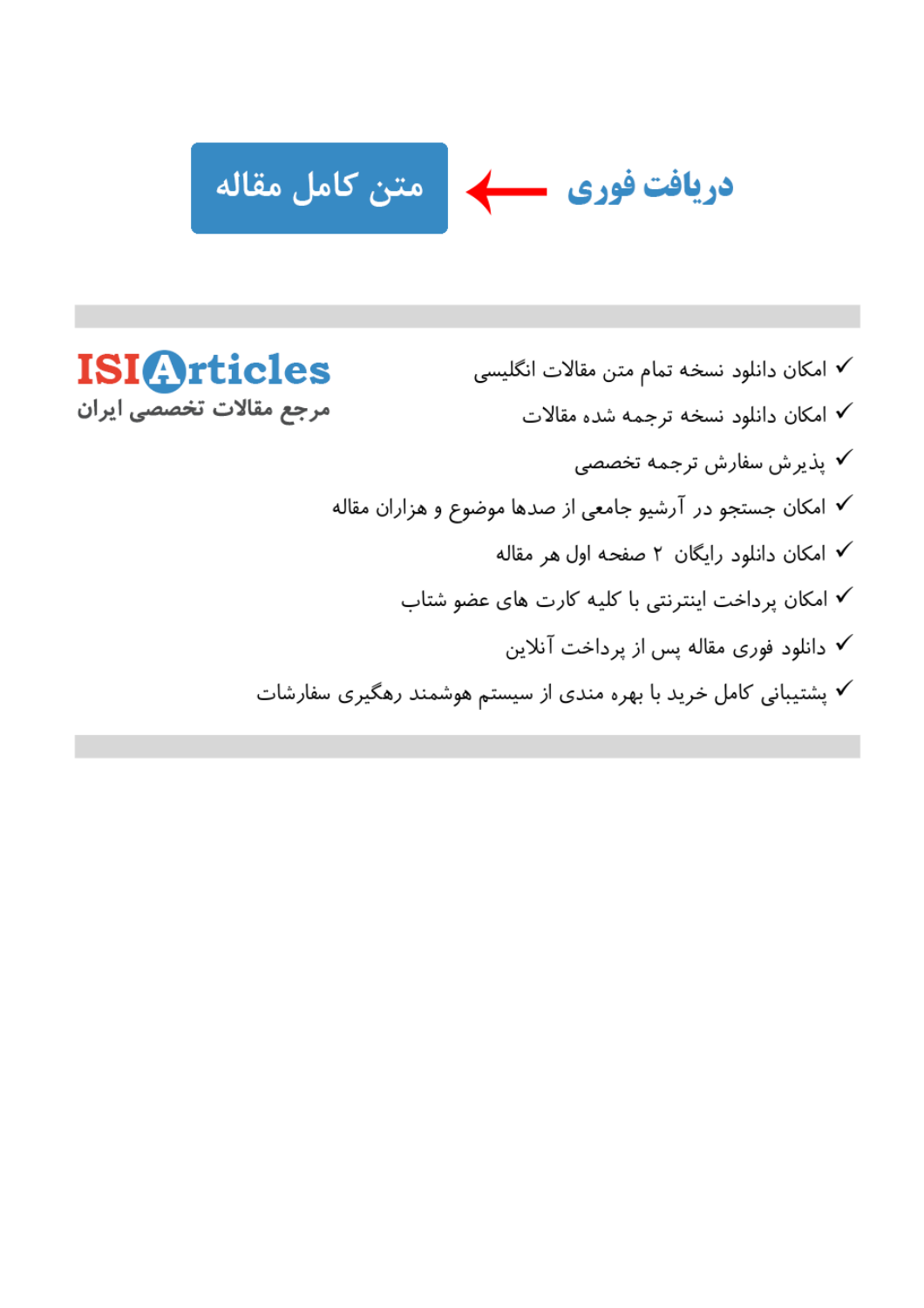دریافت فوری ← متن کامل مقاله

ISIArticles
مرجع مقالات تخصصی ایران

- ✓ امکان دانلود نسخه تمام متن مقالات انگلیسی
- ✓ امکان دانلود نسخه ترجمه شده مقالات
- ✓ پذیرش سفارش ترجمه تخصصی
- ✓ امکان جستجو در آرشیو جامعی از صدها موضوع و هزاران مقاله
- ✓ امکان دانلود رایگان ۲ صفحه اول هر مقاله
- ✓ امکان پرداخت اینترنتی با کلیه کارت های عضو شتاب
- ✓ دانلود فوری مقاله پس از پرداخت آنلاین
- ✓ پشتیبانی کامل خرید با بهره مندی از سیستم هوشمند رهگیری سفارشات